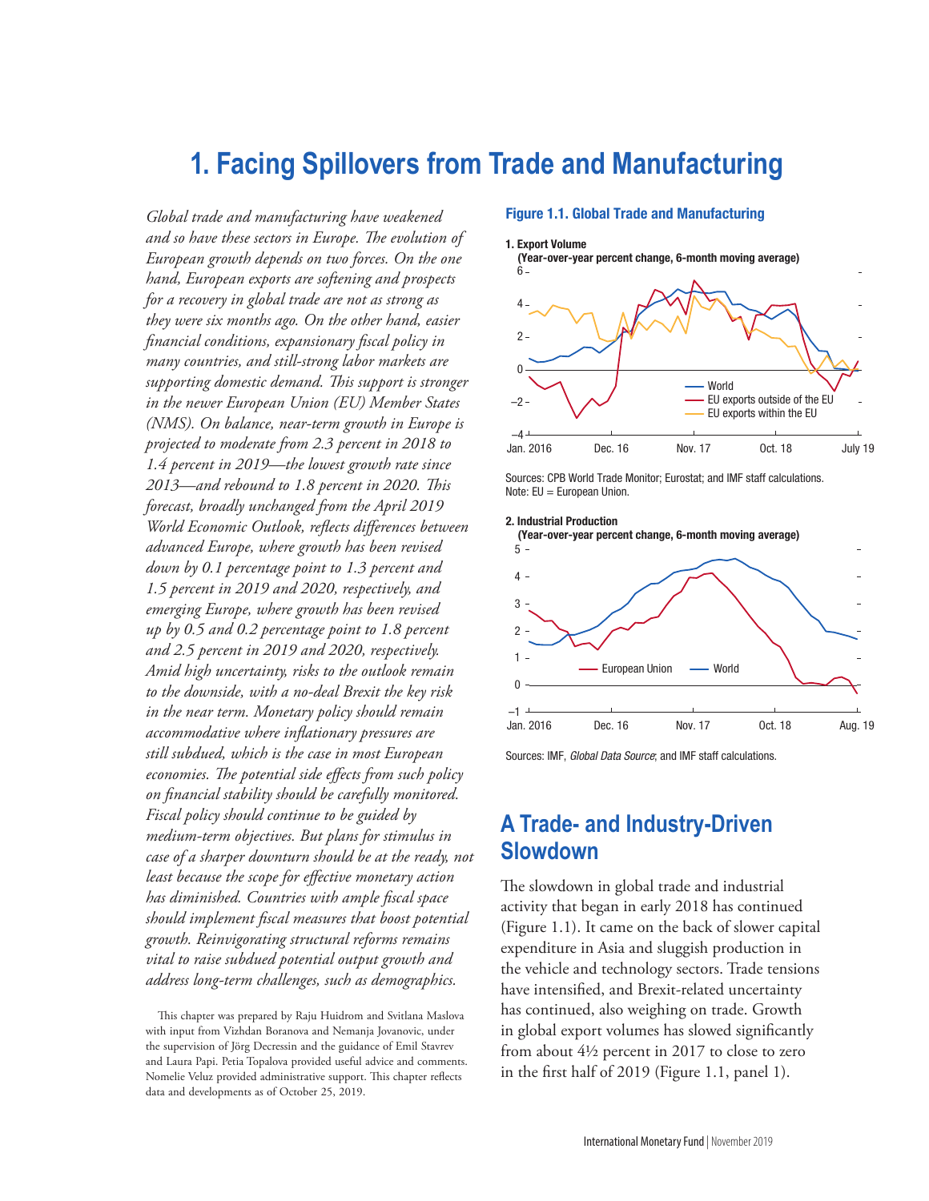# 1. Facing Spillovers from Trade and Manufacturing

*Global trade and manufacturing have weakened and so have these sectors in Europe. The evolution of European growth depends on two forces. On the one hand, European exports are softening and prospects for a recovery in global trade are not as strong as they were six months ago. On the other hand, easier financial conditions, expansionary fiscal policy in many countries, and still-strong labor markets are supporting domestic demand. This support is stronger in the newer European Union (EU) Member States (NMS). On balance, near-term growth in Europe is projected to moderate from 2.3 percent in 2018 to 1.4 percent in 2019—the lowest growth rate since 2013—and rebound to 1.8 percent in 2020. This forecast, broadly unchanged from the April 2019 World Economic Outlook, reflects differences between advanced Europe, where growth has been revised down by 0.1 percentage point to 1.3 percent and 1.5 percent in 2019 and 2020, respectively, and emerging Europe, where growth has been revised up by 0.5 and 0.2 percentage point to 1.8 percent and 2.5 percent in 2019 and 2020, respectively. Amid high uncertainty, risks to the outlook remain to the downside, with a no-deal Brexit the key risk in the near term. Monetary policy should remain accommodative where inflationary pressures are still subdued, which is the case in most European economies. The potential side effects from such policy on financial stability should be carefully monitored. Fiscal policy should continue to be guided by medium-term objectives. But plans for stimulus in case of a sharper downturn should be at the ready, not least because the scope for effective monetary action has diminished. Countries with ample fiscal space should implement fiscal measures that boost potential growth. Reinvigorating structural reforms remains vital to raise subdued potential output growth and address long-term challenges, such as demographics.*

This chapter was prepared by Raju Huidrom and Svitlana Maslova with input from Vizhdan Boranova and Nemanja Jovanovic, under the supervision of Jörg Decressin and the guidance of Emil Stavrev and Laura Papi. Petia Topalova provided useful advice and comments. Nomelie Veluz provided administrative support. This chapter reflects data and developments as of October 25, 2019.

**Figure 1.1. Global Trade and Manufacturing**

**1. Export Volume**
**(Year-over-year percent change, 6-month moving average)**

Sources: CPB World Trade Monitor; Eurostat; and IMF staff calculations.
Note: EU = European Union.

**2. Industrial Production**
**(Year-over-year percent change, 6-month moving average)**

Sources: IMF, *Global Data Source*; and IMF staff calculations.

## A Trade- and Industry-Driven Slowdown

The slowdown in global trade and industrial activity that began in early 2018 has continued (Figure 1.1). It came on the back of slower capital expenditure in Asia and sluggish production in the vehicle and technology sectors. Trade tensions have intensified, and Brexit-related uncertainty has continued, also weighing on trade. Growth in global export volumes has slowed significantly from about 4½ percent in 2017 to close to zero in the first half of 2019 (Figure 1.1, panel 1).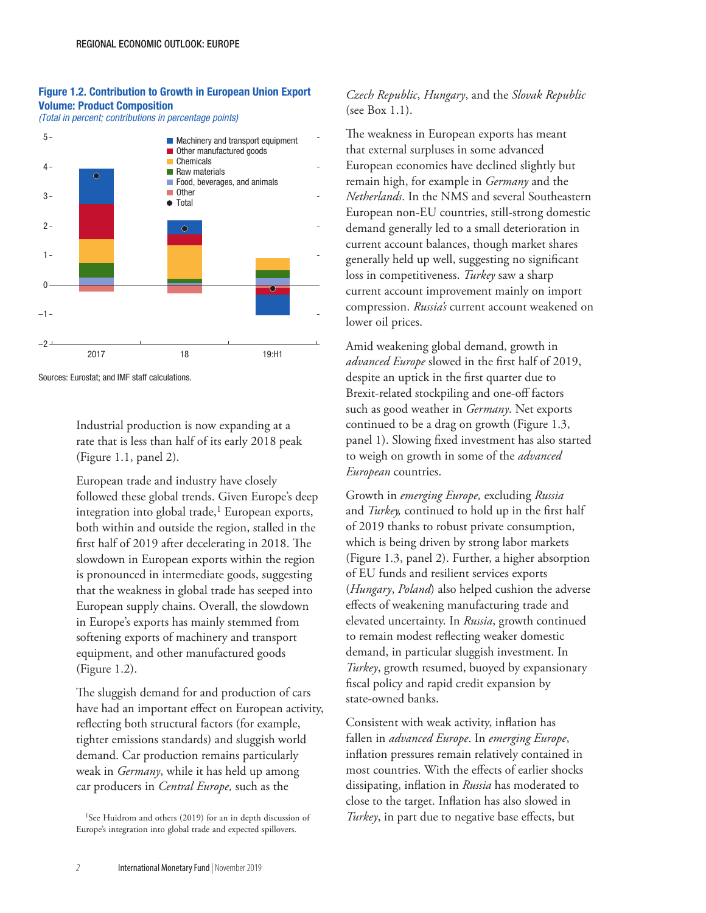**Figure 1.2. Contribution to Growth in European Union Export Volume: Product Composition**
*(Total in percent; contributions in percentage points)*

Sources: Eurostat; and IMF staff calculations.

Industrial production is now expanding at a rate that is less than half of its early 2018 peak (Figure 1.1, panel 2).

European trade and industry have closely followed these global trends. Given Europe's deep integration into global trade,[1] European exports, both within and outside the region, stalled in the first half of 2019 after decelerating in 2018. The slowdown in European exports within the region is pronounced in intermediate goods, suggesting that the weakness in global trade has seeped into European supply chains. Overall, the slowdown in Europe's exports has mainly stemmed from softening exports of machinery and transport equipment, and other manufactured goods (Figure 1.2).

The sluggish demand for and production of cars have had an important effect on European activity, reflecting both structural factors (for example, tighter emissions standards) and sluggish world demand. Car production remains particularly weak in *Germany*, while it has held up among car producers in *Central Europe,* such as the *Czech Republic*, *Hungary*, and the *Slovak Republic* (see Box 1.1).

The weakness in European exports has meant that external surpluses in some advanced European economies have declined slightly but remain high, for example in *Germany* and the *Netherlands*. In the NMS and several Southeastern European non-EU countries, still-strong domestic demand generally led to a small deterioration in current account balances, though market shares generally held up well, suggesting no significant loss in competitiveness. *Turkey* saw a sharp current account improvement mainly on import compression. *Russia's* current account weakened on lower oil prices.

Amid weakening global demand, growth in *advanced Europe* slowed in the first half of 2019, despite an uptick in the first quarter due to Brexit-related stockpiling and one-off factors such as good weather in *Germany*. Net exports continued to be a drag on growth (Figure 1.3, panel 1). Slowing fixed investment has also started to weigh on growth in some of the *advanced European* countries.

Growth in *emerging Europe,* excluding *Russia* and *Turkey,* continued to hold up in the first half of 2019 thanks to robust private consumption, which is being driven by strong labor markets (Figure 1.3, panel 2). Further, a higher absorption of EU funds and resilient services exports (*Hungary*, *Poland*) also helped cushion the adverse effects of weakening manufacturing trade and elevated uncertainty. In *Russia*, growth continued to remain modest reflecting weaker domestic demand, in particular sluggish investment. In *Turkey*, growth resumed, buoyed by expansionary fiscal policy and rapid credit expansion by state-owned banks.

Consistent with weak activity, inflation has fallen in *advanced Europe*. In *emerging Europe*, inflation pressures remain relatively contained in most countries. With the effects of earlier shocks dissipating, inflation in *Russia* has moderated to close to the target. Inflation has also slowed in *Turkey*, in part due to negative base effects, but

[1]See Huidrom and others (2019) for an in depth discussion of Europe's integration into global trade and expected spillovers.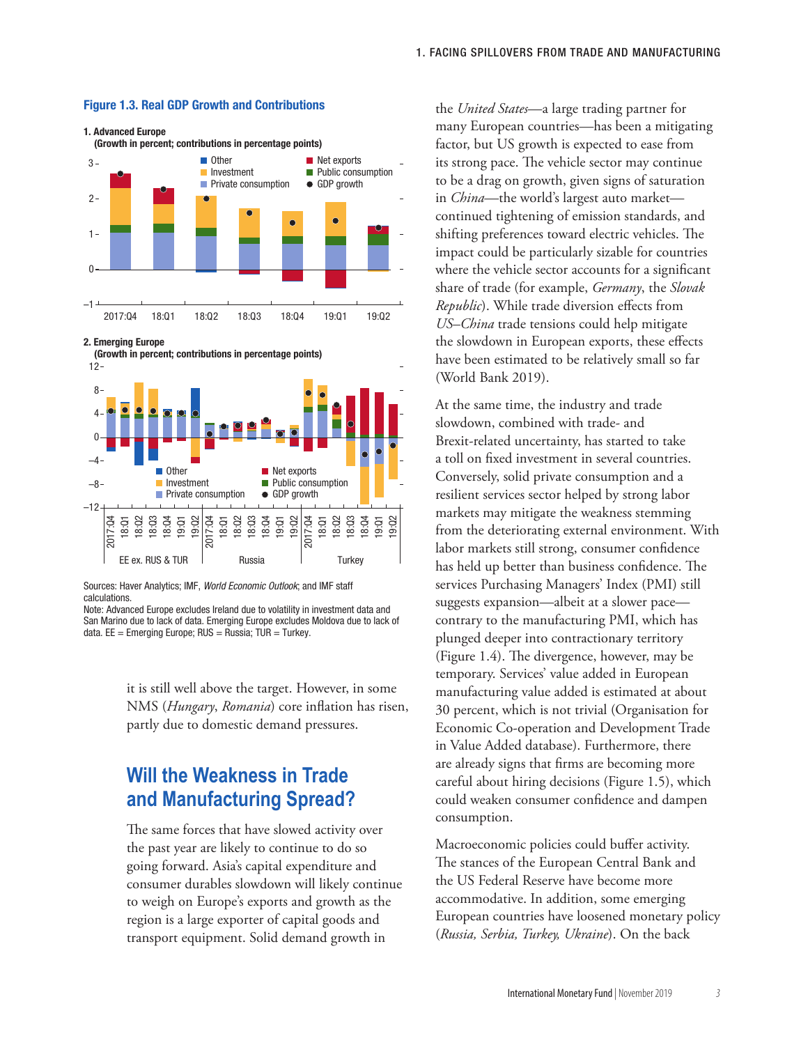**Figure 1.3. Real GDP Growth and Contributions**

1. Advanced Europe
(Growth in percent; contributions in percentage points)

2. Emerging Europe
(Growth in percent; contributions in percentage points)

Sources: Haver Analytics; IMF, *World Economic Outlook*; and IMF staff calculations.
Note: Advanced Europe excludes Ireland due to volatility in investment data and San Marino due to lack of data. Emerging Europe excludes Moldova due to lack of data. EE = Emerging Europe; RUS = Russia; TUR = Turkey.

it is still well above the target. However, in some NMS (*Hungary*, *Romania*) core inflation has risen, partly due to domestic demand pressures.

## Will the Weakness in Trade and Manufacturing Spread?

The same forces that have slowed activity over the past year are likely to continue to do so going forward. Asia's capital expenditure and consumer durables slowdown will likely continue to weigh on Europe's exports and growth as the region is a large exporter of capital goods and transport equipment. Solid demand growth in the *United States*—a large trading partner for many European countries—has been a mitigating factor, but US growth is expected to ease from its strong pace. The vehicle sector may continue to be a drag on growth, given signs of saturation in *China*—the world's largest auto market—continued tightening of emission standards, and shifting preferences toward electric vehicles. The impact could be particularly sizable for countries where the vehicle sector accounts for a significant share of trade (for example, *Germany*, the *Slovak Republic*). While trade diversion effects from *US–China* trade tensions could help mitigate the slowdown in European exports, these effects have been estimated to be relatively small so far (World Bank 2019).

At the same time, the industry and trade slowdown, combined with trade- and Brexit-related uncertainty, has started to take a toll on fixed investment in several countries. Conversely, solid private consumption and a resilient services sector helped by strong labor markets may mitigate the weakness stemming from the deteriorating external environment. With labor markets still strong, consumer confidence has held up better than business confidence. The services Purchasing Managers' Index (PMI) still suggests expansion—albeit at a slower pace—contrary to the manufacturing PMI, which has plunged deeper into contractionary territory (Figure 1.4). The divergence, however, may be temporary. Services' value added in European manufacturing value added is estimated at about 30 percent, which is not trivial (Organisation for Economic Co-operation and Development Trade in Value Added database). Furthermore, there are already signs that firms are becoming more careful about hiring decisions (Figure 1.5), which could weaken consumer confidence and dampen consumption.

Macroeconomic policies could buffer activity. The stances of the European Central Bank and the US Federal Reserve have become more accommodative. In addition, some emerging European countries have loosened monetary policy (*Russia, Serbia, Turkey, Ukraine*). On the back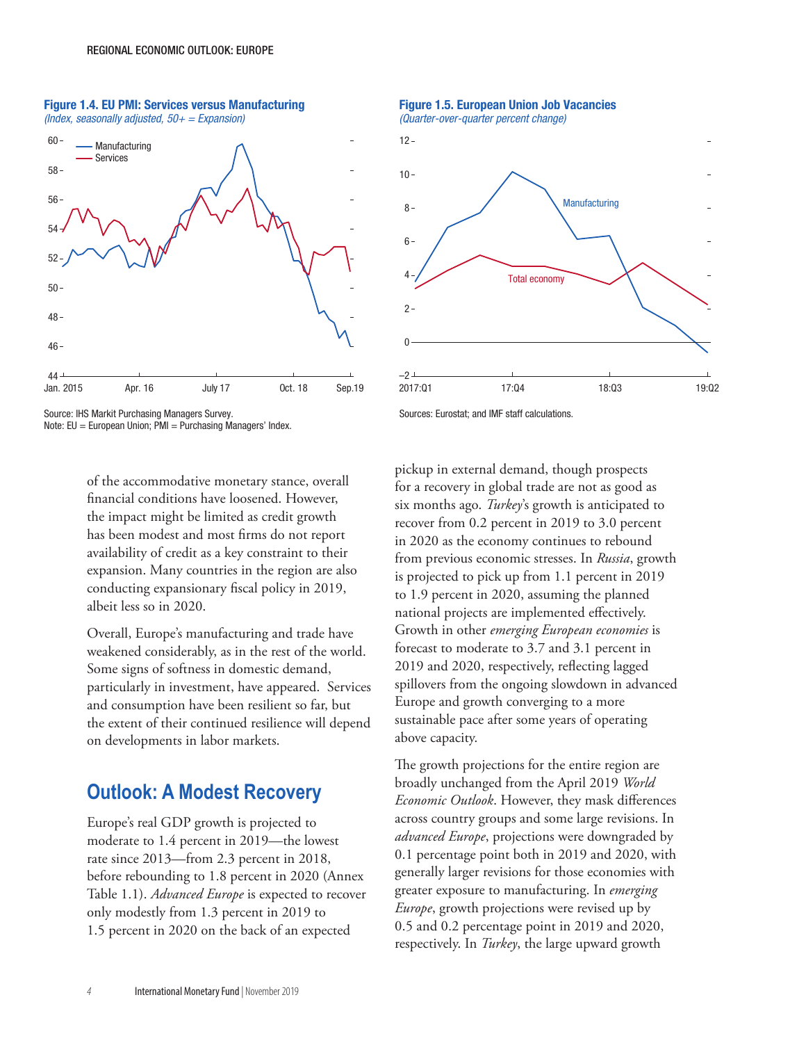**Figure 1.4. EU PMI: Services versus Manufacturing**
*(Index, seasonally adjusted, 50+ = Expansion)*

Source: IHS Markit Purchasing Managers Survey.
Note: EU = European Union; PMI = Purchasing Managers' Index.

**Figure 1.5. European Union Job Vacancies**
*(Quarter-over-quarter percent change)*

Sources: Eurostat; and IMF staff calculations.

of the accommodative monetary stance, overall financial conditions have loosened. However, the impact might be limited as credit growth has been modest and most firms do not report availability of credit as a key constraint to their expansion. Many countries in the region are also conducting expansionary fiscal policy in 2019, albeit less so in 2020.

Overall, Europe's manufacturing and trade have weakened considerably, as in the rest of the world. Some signs of softness in domestic demand, particularly in investment, have appeared. Services and consumption have been resilient so far, but the extent of their continued resilience will depend on developments in labor markets.

## Outlook: A Modest Recovery

Europe's real GDP growth is projected to moderate to 1.4 percent in 2019—the lowest rate since 2013—from 2.3 percent in 2018, before rebounding to 1.8 percent in 2020 (Annex Table 1.1). *Advanced Europe* is expected to recover only modestly from 1.3 percent in 2019 to 1.5 percent in 2020 on the back of an expected pickup in external demand, though prospects for a recovery in global trade are not as good as six months ago. *Turkey*'s growth is anticipated to recover from 0.2 percent in 2019 to 3.0 percent in 2020 as the economy continues to rebound from previous economic stresses. In *Russia*, growth is projected to pick up from 1.1 percent in 2019 to 1.9 percent in 2020, assuming the planned national projects are implemented effectively. Growth in other *emerging European economies* is forecast to moderate to 3.7 and 3.1 percent in 2019 and 2020, respectively, reflecting lagged spillovers from the ongoing slowdown in advanced Europe and growth converging to a more sustainable pace after some years of operating above capacity.

The growth projections for the entire region are broadly unchanged from the April 2019 *World Economic Outlook*. However, they mask differences across country groups and some large revisions. In *advanced Europe*, projections were downgraded by 0.1 percentage point both in 2019 and 2020, with generally larger revisions for those economies with greater exposure to manufacturing. In *emerging Europe*, growth projections were revised up by 0.5 and 0.2 percentage point in 2019 and 2020, respectively. In *Turkey*, the large upward growth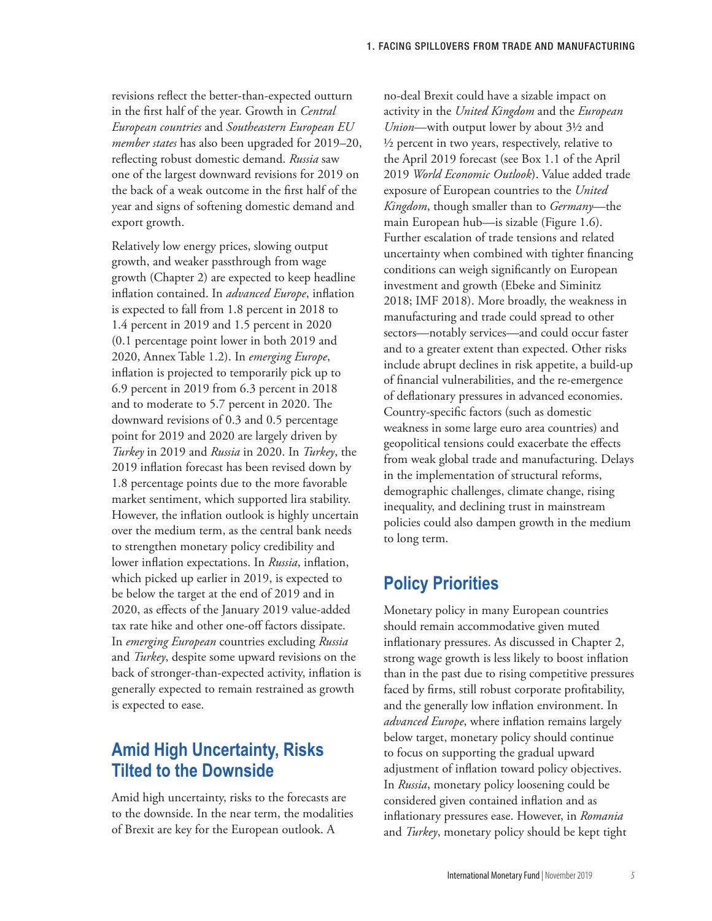revisions reflect the better-than-expected outturn in the first half of the year. Growth in *Central European countries* and *Southeastern European EU member states* has also been upgraded for 2019–20, reflecting robust domestic demand. *Russia* saw one of the largest downward revisions for 2019 on the back of a weak outcome in the first half of the year and signs of softening domestic demand and export growth.

Relatively low energy prices, slowing output growth, and weaker passthrough from wage growth (Chapter 2) are expected to keep headline inflation contained. In *advanced Europe*, inflation is expected to fall from 1.8 percent in 2018 to 1.4 percent in 2019 and 1.5 percent in 2020 (0.1 percentage point lower in both 2019 and 2020, Annex Table 1.2). In *emerging Europe*, inflation is projected to temporarily pick up to 6.9 percent in 2019 from 6.3 percent in 2018 and to moderate to 5.7 percent in 2020. The downward revisions of 0.3 and 0.5 percentage point for 2019 and 2020 are largely driven by *Turkey* in 2019 and *Russia* in 2020. In *Turkey*, the 2019 inflation forecast has been revised down by 1.8 percentage points due to the more favorable market sentiment, which supported lira stability. However, the inflation outlook is highly uncertain over the medium term, as the central bank needs to strengthen monetary policy credibility and lower inflation expectations. In *Russia*, inflation, which picked up earlier in 2019, is expected to be below the target at the end of 2019 and in 2020, as effects of the January 2019 value-added tax rate hike and other one-off factors dissipate. In *emerging European* countries excluding *Russia* and *Turkey*, despite some upward revisions on the back of stronger-than-expected activity, inflation is generally expected to remain restrained as growth is expected to ease.

## Amid High Uncertainty, Risks Tilted to the Downside

Amid high uncertainty, risks to the forecasts are to the downside. In the near term, the modalities of Brexit are key for the European outlook. A no-deal Brexit could have a sizable impact on activity in the *United Kingdom* and the *European Union*—with output lower by about 3½ and ½ percent in two years, respectively, relative to the April 2019 forecast (see Box 1.1 of the April 2019 *World Economic Outlook*). Value added trade exposure of European countries to the *United Kingdom*, though smaller than to *Germany*—the main European hub—is sizable (Figure 1.6). Further escalation of trade tensions and related uncertainty when combined with tighter financing conditions can weigh significantly on European investment and growth (Ebeke and Siminitz 2018; IMF 2018). More broadly, the weakness in manufacturing and trade could spread to other sectors—notably services—and could occur faster and to a greater extent than expected. Other risks include abrupt declines in risk appetite, a build-up of financial vulnerabilities, and the re-emergence of deflationary pressures in advanced economies. Country-specific factors (such as domestic weakness in some large euro area countries) and geopolitical tensions could exacerbate the effects from weak global trade and manufacturing. Delays in the implementation of structural reforms, demographic challenges, climate change, rising inequality, and declining trust in mainstream policies could also dampen growth in the medium to long term.

## Policy Priorities

Monetary policy in many European countries should remain accommodative given muted inflationary pressures. As discussed in Chapter 2, strong wage growth is less likely to boost inflation than in the past due to rising competitive pressures faced by firms, still robust corporate profitability, and the generally low inflation environment. In *advanced Europe*, where inflation remains largely below target, monetary policy should continue to focus on supporting the gradual upward adjustment of inflation toward policy objectives. In *Russia*, monetary policy loosening could be considered given contained inflation and as inflationary pressures ease. However, in *Romania* and *Turkey*, monetary policy should be kept tight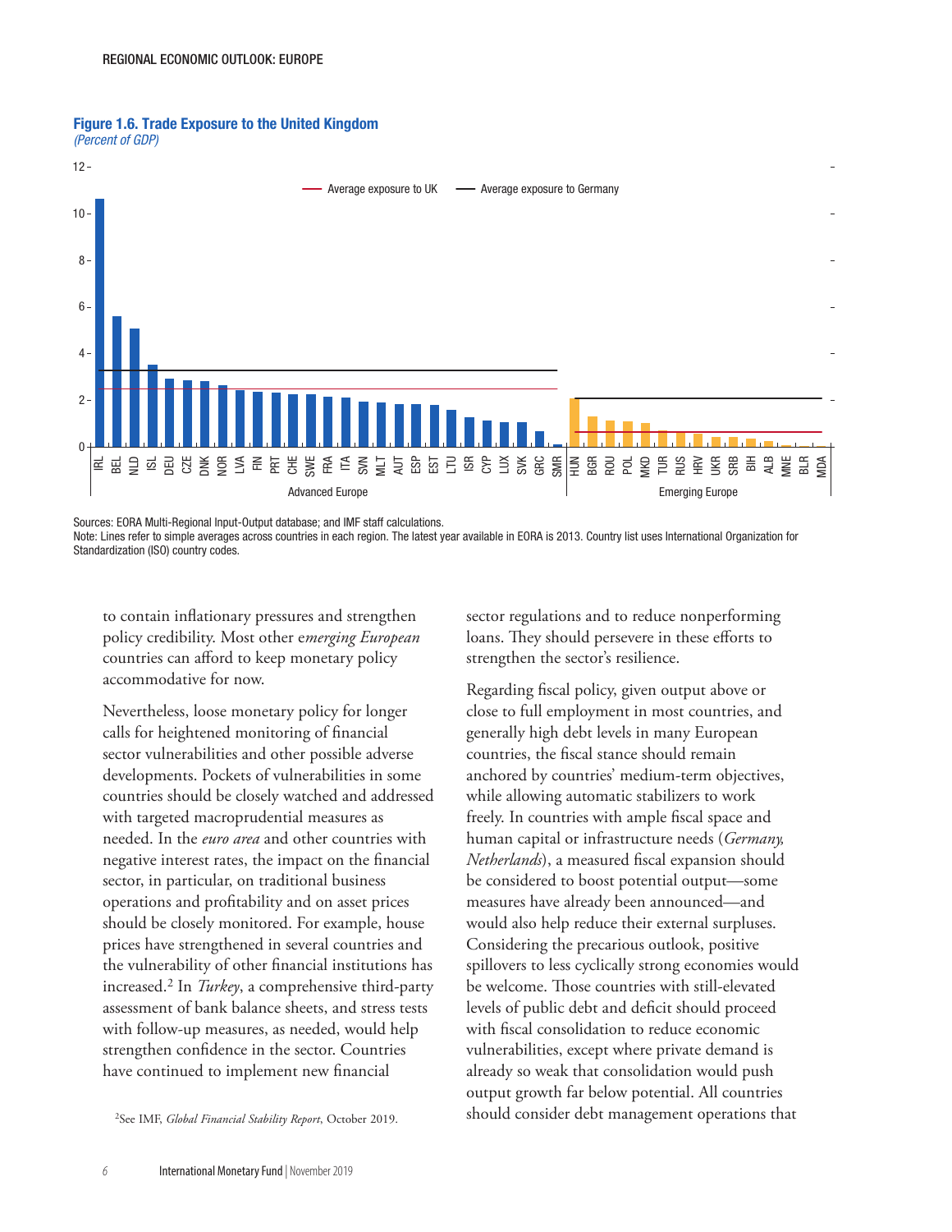**Figure 1.6. Trade Exposure to the United Kingdom**
*(Percent of GDP)*

Sources: EORA Multi-Regional Input-Output database; and IMF staff calculations.
Note: Lines refer to simple averages across countries in each region. The latest year available in EORA is 2013. Country list uses International Organization for Standardization (ISO) country codes.

to contain inflationary pressures and strengthen policy credibility. Most other e*merging European* countries can afford to keep monetary policy accommodative for now.

Nevertheless, loose monetary policy for longer calls for heightened monitoring of financial sector vulnerabilities and other possible adverse developments. Pockets of vulnerabilities in some countries should be closely watched and addressed with targeted macroprudential measures as needed. In the *euro area* and other countries with negative interest rates, the impact on the financial sector, in particular, on traditional business operations and profitability and on asset prices should be closely monitored. For example, house prices have strengthened in several countries and the vulnerability of other financial institutions has increased.[2] In *Turkey*, a comprehensive third-party assessment of bank balance sheets, and stress tests with follow-up measures, as needed, would help strengthen confidence in the sector. Countries have continued to implement new financial sector regulations and to reduce nonperforming loans. They should persevere in these efforts to strengthen the sector's resilience.

Regarding fiscal policy, given output above or close to full employment in most countries, and generally high debt levels in many European countries, the fiscal stance should remain anchored by countries' medium-term objectives, while allowing automatic stabilizers to work freely. In countries with ample fiscal space and human capital or infrastructure needs (*Germany, Netherlands*), a measured fiscal expansion should be considered to boost potential output—some measures have already been announced—and would also help reduce their external surpluses. Considering the precarious outlook, positive spillovers to less cyclically strong economies would be welcome. Those countries with still-elevated levels of public debt and deficit should proceed with fiscal consolidation to reduce economic vulnerabilities, except where private demand is already so weak that consolidation would push output growth far below potential. All countries should consider debt management operations that

[2]See IMF, *Global Financial Stability Report*, October 2019.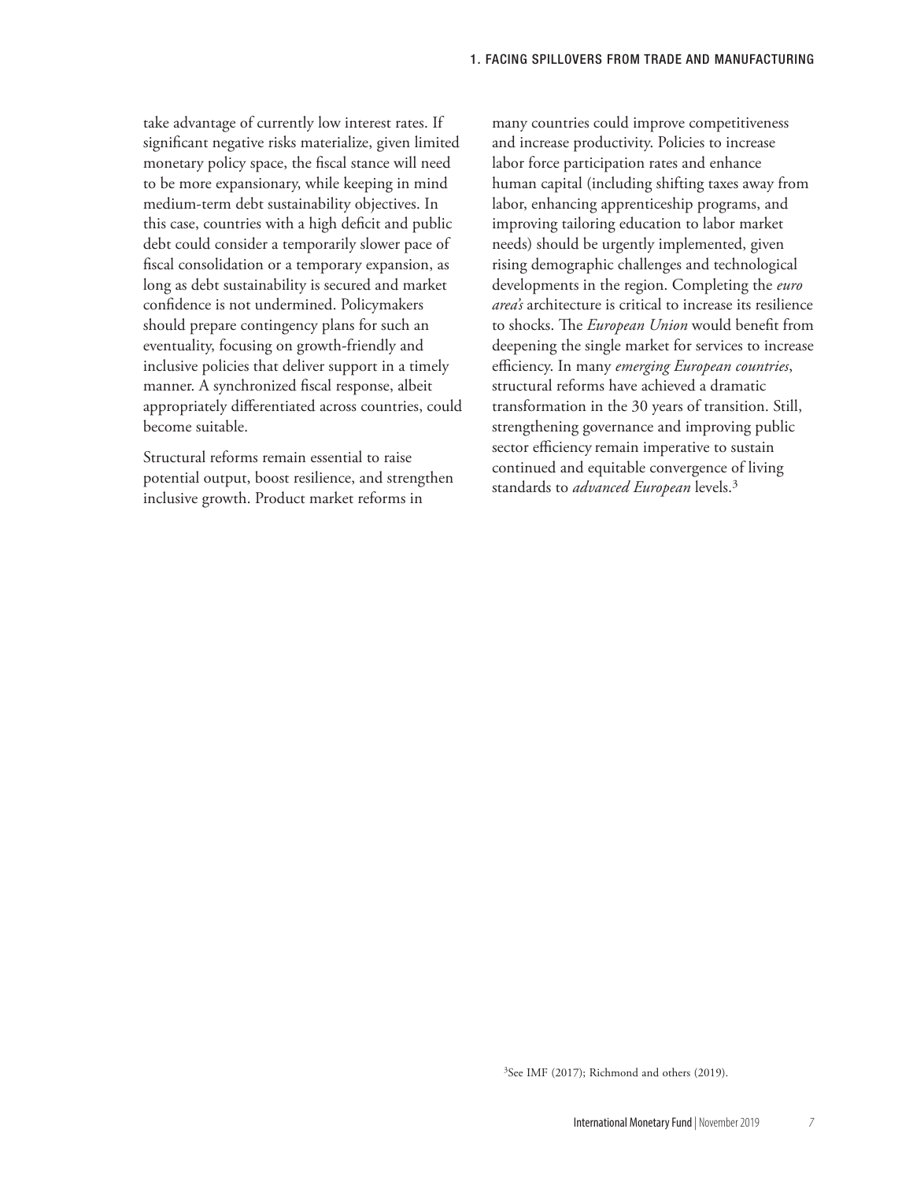take advantage of currently low interest rates. If significant negative risks materialize, given limited monetary policy space, the fiscal stance will need to be more expansionary, while keeping in mind medium-term debt sustainability objectives. In this case, countries with a high deficit and public debt could consider a temporarily slower pace of fiscal consolidation or a temporary expansion, as long as debt sustainability is secured and market confidence is not undermined. Policymakers should prepare contingency plans for such an eventuality, focusing on growth-friendly and inclusive policies that deliver support in a timely manner. A synchronized fiscal response, albeit appropriately differentiated across countries, could become suitable.

Structural reforms remain essential to raise potential output, boost resilience, and strengthen inclusive growth. Product market reforms in many countries could improve competitiveness and increase productivity. Policies to increase labor force participation rates and enhance human capital (including shifting taxes away from labor, enhancing apprenticeship programs, and improving tailoring education to labor market needs) should be urgently implemented, given rising demographic challenges and technological developments in the region. Completing the *euro area's* architecture is critical to increase its resilience to shocks. The *European Union* would benefit from deepening the single market for services to increase efficiency. In many *emerging European countries*, structural reforms have achieved a dramatic transformation in the 30 years of transition. Still, strengthening governance and improving public sector efficiency remain imperative to sustain continued and equitable convergence of living standards to *advanced European* levels.[3]

[3]See IMF (2017); Richmond and others (2019).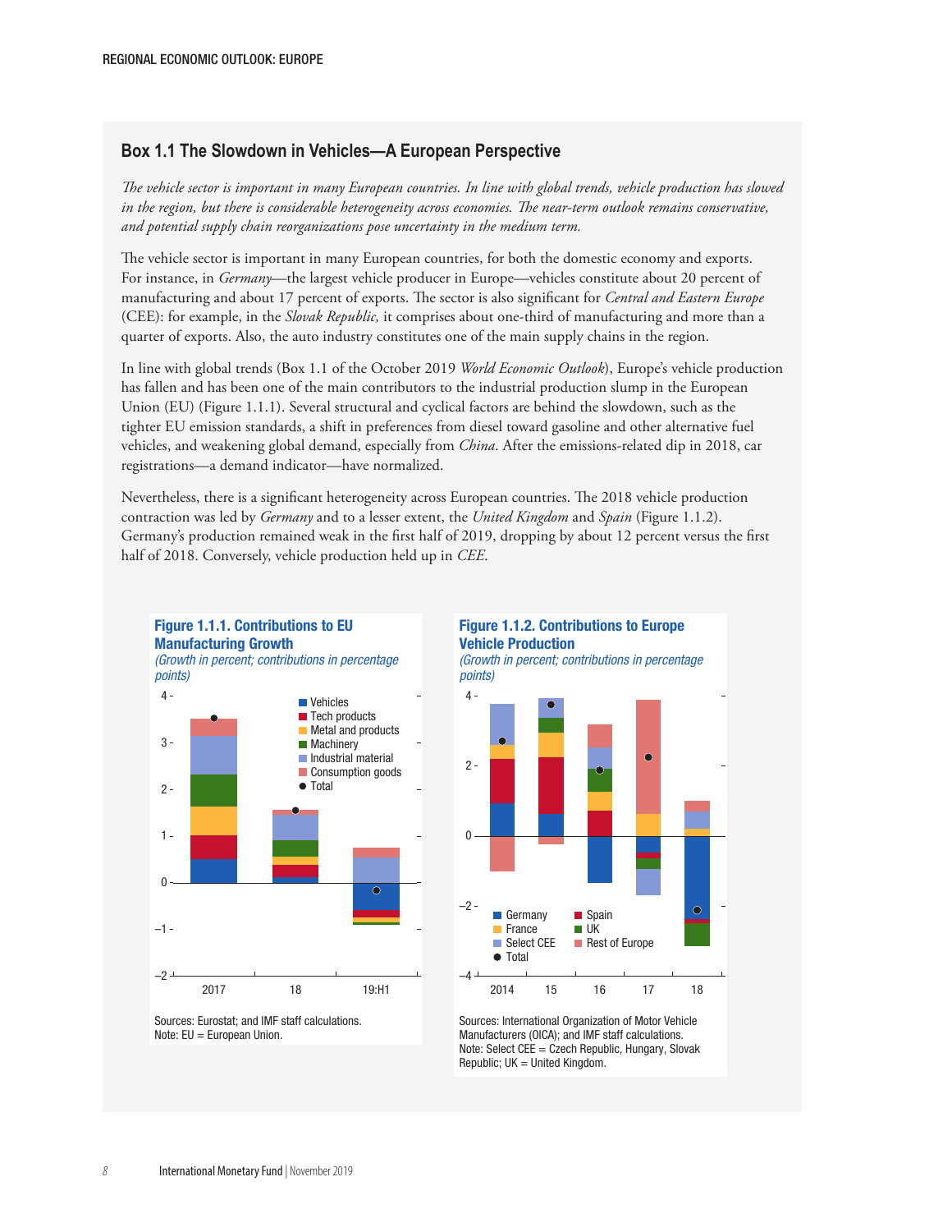## Box 1.1 The Slowdown in Vehicles—A European Perspective

*The vehicle sector is important in many European countries. In line with global trends, vehicle production has slowed in the region, but there is considerable heterogeneity across economies. The near-term outlook remains conservative, and potential supply chain reorganizations pose uncertainty in the medium term.*

The vehicle sector is important in many European countries, for both the domestic economy and exports. For instance, in *Germany*—the largest vehicle producer in Europe—vehicles constitute about 20 percent of manufacturing and about 17 percent of exports. The sector is also significant for *Central and Eastern Europe* (CEE): for example, in the *Slovak Republic,* it comprises about one-third of manufacturing and more than a quarter of exports. Also, the auto industry constitutes one of the main supply chains in the region.

In line with global trends (Box 1.1 of the October 2019 *World Economic Outlook*), Europe's vehicle production has fallen and has been one of the main contributors to the industrial production slump in the European Union (EU) (Figure 1.1.1). Several structural and cyclical factors are behind the slowdown, such as the tighter EU emission standards, a shift in preferences from diesel toward gasoline and other alternative fuel vehicles, and weakening global demand, especially from *China*. After the emissions-related dip in 2018, car registrations—a demand indicator—have normalized.

Nevertheless, there is a significant heterogeneity across European countries. The 2018 vehicle production contraction was led by *Germany* and to a lesser extent, the *United Kingdom* and *Spain* (Figure 1.1.2). Germany's production remained weak in the first half of 2019, dropping by about 12 percent versus the first half of 2018. Conversely, vehicle production held up in *CEE*.

**Figure 1.1.1. Contributions to EU Manufacturing Growth**
*(Growth in percent; contributions in percentage points)*

Sources: Eurostat; and IMF staff calculations.
Note: EU = European Union.

**Figure 1.1.2. Contributions to Europe Vehicle Production**
*(Growth in percent; contributions in percentage points)*

Sources: International Organization of Motor Vehicle Manufacturers (OICA); and IMF staff calculations.
Note: Select CEE = Czech Republic, Hungary, Slovak Republic; UK = United Kingdom.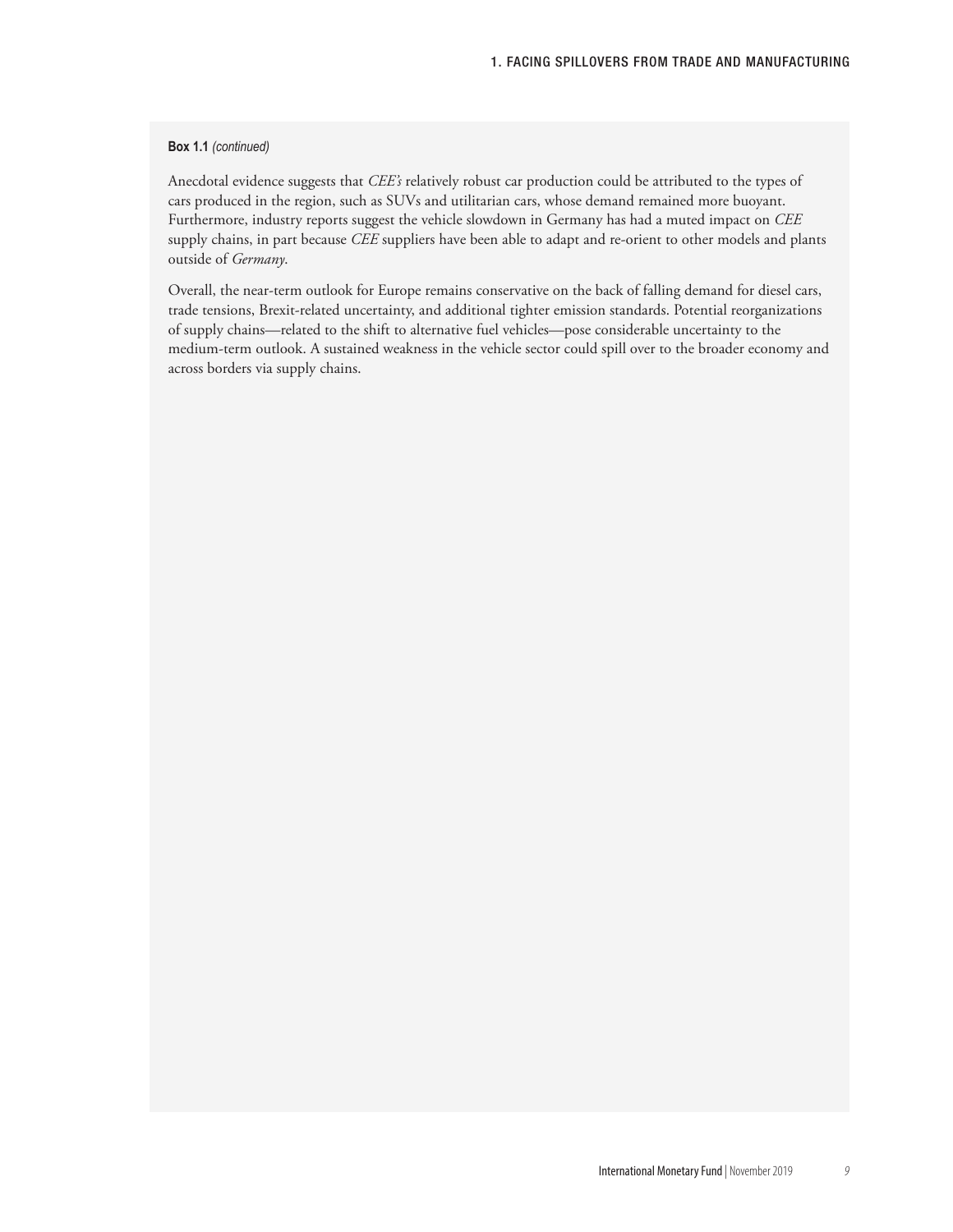**Box 1.1** *(continued)*

Anecdotal evidence suggests that *CEE's* relatively robust car production could be attributed to the types of cars produced in the region, such as SUVs and utilitarian cars, whose demand remained more buoyant. Furthermore, industry reports suggest the vehicle slowdown in Germany has had a muted impact on *CEE* supply chains, in part because *CEE* suppliers have been able to adapt and re-orient to other models and plants outside of *Germany*.

Overall, the near-term outlook for Europe remains conservative on the back of falling demand for diesel cars, trade tensions, Brexit-related uncertainty, and additional tighter emission standards. Potential reorganizations of supply chains—related to the shift to alternative fuel vehicles—pose considerable uncertainty to the medium-term outlook. A sustained weakness in the vehicle sector could spill over to the broader economy and across borders via supply chains.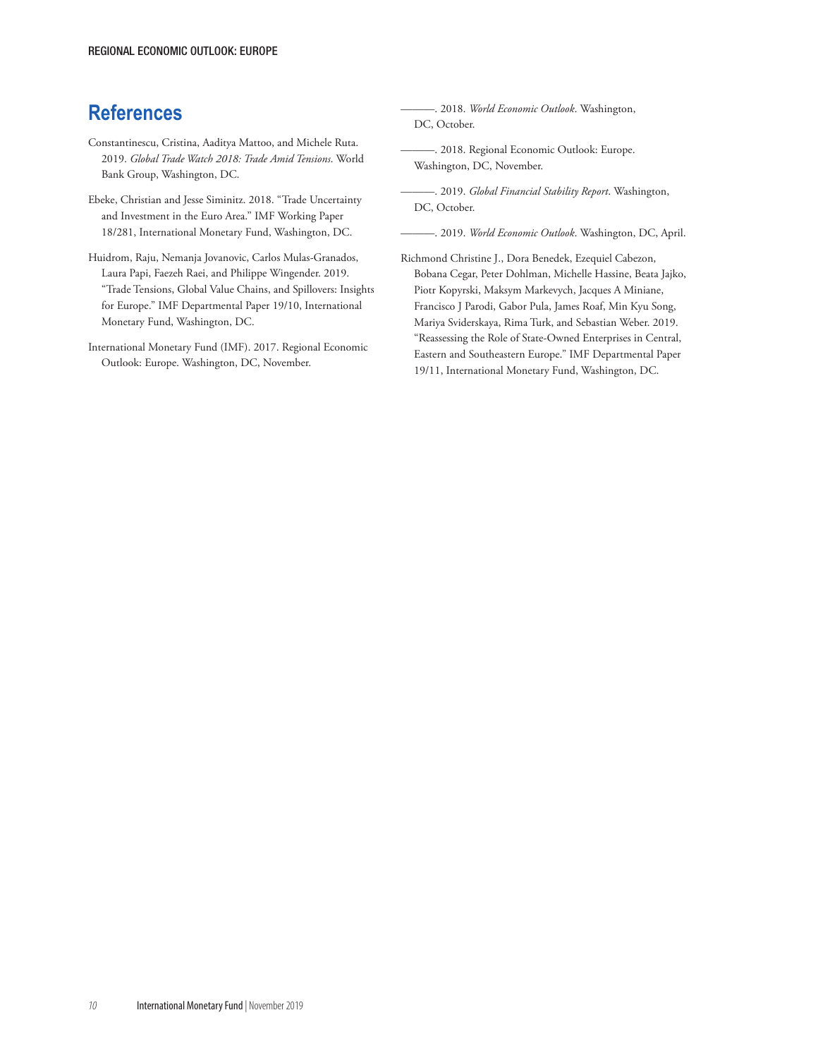# References

Constantinescu, Cristina, Aaditya Mattoo, and Michele Ruta. 2019. *Global Trade Watch 2018: Trade Amid Tensions.* World Bank Group, Washington, DC.

Ebeke, Christian and Jesse Siminitz. 2018. "Trade Uncertainty and Investment in the Euro Area." IMF Working Paper 18/281, International Monetary Fund, Washington, DC.

Huidrom, Raju, Nemanja Jovanovic, Carlos Mulas-Granados, Laura Papi, Faezeh Raei, and Philippe Wingender. 2019. "Trade Tensions, Global Value Chains, and Spillovers: Insights for Europe." IMF Departmental Paper 19/10, International Monetary Fund, Washington, DC.

International Monetary Fund (IMF). 2017. Regional Economic Outlook: Europe. Washington, DC, November.

———. 2018. *World Economic Outlook*. Washington, DC, October.

———. 2018. Regional Economic Outlook: Europe. Washington, DC, November.

———. 2019. *Global Financial Stability Report*. Washington, DC, October.

———. 2019. *World Economic Outlook*. Washington, DC, April.

Richmond Christine J., Dora Benedek, Ezequiel Cabezon, Bobana Cegar, Peter Dohlman, Michelle Hassine, Beata Jajko, Piotr Kopyrski, Maksym Markevych, Jacques A Miniane, Francisco J Parodi, Gabor Pula, James Roaf, Min Kyu Song, Mariya Sviderskaya, Rima Turk, and Sebastian Weber. 2019. "Reassessing the Role of State-Owned Enterprises in Central, Eastern and Southeastern Europe." IMF Departmental Paper 19/11, International Monetary Fund, Washington, DC.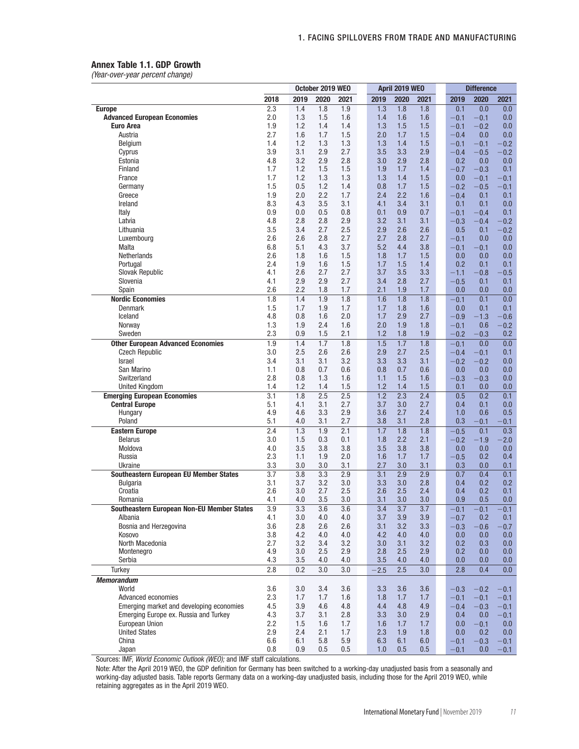### Annex Table 1.1. GDP Growth

*(Year-over-year percent change)*

| | | October 2019 WEO | | | April 2019 WEO | | | Difference | | |
|---|---|---|---|---|---|---|---|---|---|---|
| | 2018 | 2019 | 2020 | 2021 | 2019 | 2020 | 2021 | 2019 | 2020 | 2021 |
| **Europe** | 2.3 | 1.4 | 1.8 | 1.9 | 1.3 | 1.8 | 1.8 | 0.1 | 0.0 | 0.0 |
| **Advanced European Economies** | 2.0 | 1.3 | 1.5 | 1.6 | 1.4 | 1.6 | 1.6 | −0.1 | −0.1 | 0.0 |
| **Euro Area** | 1.9 | 1.2 | 1.4 | 1.4 | 1.3 | 1.5 | 1.5 | −0.1 | −0.2 | 0.0 |
| Austria | 2.7 | 1.6 | 1.7 | 1.5 | 2.0 | 1.7 | 1.5 | −0.4 | 0.0 | 0.0 |
| Belgium | 1.4 | 1.2 | 1.3 | 1.3 | 1.3 | 1.4 | 1.5 | −0.1 | −0.1 | −0.2 |
| Cyprus | 3.9 | 3.1 | 2.9 | 2.7 | 3.5 | 3.3 | 2.9 | −0.4 | −0.5 | −0.2 |
| Estonia | 4.8 | 3.2 | 2.9 | 2.8 | 3.0 | 2.9 | 2.8 | 0.2 | 0.0 | 0.0 |
| Finland | 1.7 | 1.2 | 1.5 | 1.5 | 1.9 | 1.7 | 1.4 | −0.7 | −0.3 | 0.1 |
| France | 1.7 | 1.2 | 1.3 | 1.3 | 1.3 | 1.4 | 1.5 | 0.0 | −0.1 | −0.1 |
| Germany | 1.5 | 0.5 | 1.2 | 1.4 | 0.8 | 1.7 | 1.5 | −0.2 | −0.5 | −0.1 |
| Greece | 1.9 | 2.0 | 2.2 | 1.7 | 2.4 | 2.2 | 1.6 | −0.4 | 0.1 | 0.1 |
| Ireland | 8.3 | 4.3 | 3.5 | 3.1 | 4.1 | 3.4 | 3.1 | 0.1 | 0.1 | 0.0 |
| Italy | 0.9 | 0.0 | 0.5 | 0.8 | 0.1 | 0.9 | 0.7 | −0.1 | −0.4 | 0.1 |
| Latvia | 4.8 | 2.8 | 2.8 | 2.9 | 3.2 | 3.1 | 3.1 | −0.3 | −0.4 | −0.2 |
| Lithuania | 3.5 | 3.4 | 2.7 | 2.5 | 2.9 | 2.6 | 2.6 | 0.5 | 0.1 | −0.2 |
| Luxembourg | 2.6 | 2.6 | 2.8 | 2.7 | 2.7 | 2.8 | 2.7 | −0.1 | 0.0 | 0.0 |
| Malta | 6.8 | 5.1 | 4.3 | 3.7 | 5.2 | 4.4 | 3.8 | −0.1 | −0.1 | 0.0 |
| Netherlands | 2.6 | 1.8 | 1.6 | 1.5 | 1.8 | 1.7 | 1.5 | 0.0 | 0.0 | 0.0 |
| Portugal | 2.4 | 1.9 | 1.6 | 1.5 | 1.7 | 1.5 | 1.4 | 0.2 | 0.1 | 0.1 |
| Slovak Republic | 4.1 | 2.6 | 2.7 | 2.7 | 3.7 | 3.5 | 3.3 | −1.1 | −0.8 | −0.5 |
| Slovenia | 4.1 | 2.9 | 2.9 | 2.7 | 3.4 | 2.8 | 2.7 | −0.5 | 0.1 | 0.1 |
| Spain | 2.6 | 2.2 | 1.8 | 1.7 | 2.1 | 1.9 | 1.7 | 0.0 | 0.0 | 0.0 |
| **Nordic Economies** | 1.8 | 1.4 | 1.9 | 1.8 | 1.6 | 1.8 | 1.8 | −0.1 | 0.1 | 0.0 |
| Denmark | 1.5 | 1.7 | 1.9 | 1.7 | 1.7 | 1.8 | 1.6 | 0.0 | 0.1 | 0.1 |
| Iceland | 4.8 | 0.8 | 1.6 | 2.0 | 1.7 | 2.9 | 2.7 | −0.9 | −1.3 | −0.6 |
| Norway | 1.3 | 1.9 | 2.4 | 1.6 | 2.0 | 1.9 | 1.8 | −0.1 | 0.6 | −0.2 |
| Sweden | 2.3 | 0.9 | 1.5 | 2.1 | 1.2 | 1.8 | 1.9 | −0.2 | −0.3 | 0.2 |
| **Other European Advanced Economies** | 1.9 | 1.4 | 1.7 | 1.8 | 1.5 | 1.7 | 1.8 | −0.1 | 0.0 | 0.0 |
| Czech Republic | 3.0 | 2.5 | 2.6 | 2.6 | 2.9 | 2.7 | 2.5 | −0.4 | −0.1 | 0.1 |
| Israel | 3.4 | 3.1 | 3.1 | 3.2 | 3.3 | 3.3 | 3.1 | −0.2 | −0.2 | 0.0 |
| San Marino | 1.1 | 0.8 | 0.7 | 0.6 | 0.8 | 0.7 | 0.6 | 0.0 | 0.0 | 0.0 |
| Switzerland | 2.8 | 0.8 | 1.3 | 1.6 | 1.1 | 1.5 | 1.6 | −0.3 | −0.3 | 0.0 |
| United Kingdom | 1.4 | 1.2 | 1.4 | 1.5 | 1.2 | 1.4 | 1.5 | 0.1 | 0.0 | 0.0 |
| **Emerging European Economies** | 3.1 | 1.8 | 2.5 | 2.5 | 1.2 | 2.3 | 2.4 | 0.5 | 0.2 | 0.1 |
| **Central Europe** | 5.1 | 4.1 | 3.1 | 2.7 | 3.7 | 3.0 | 2.7 | 0.4 | 0.1 | 0.0 |
| Hungary | 4.9 | 4.6 | 3.3 | 2.9 | 3.6 | 2.7 | 2.4 | 1.0 | 0.6 | 0.5 |
| Poland | 5.1 | 4.0 | 3.1 | 2.7 | 3.8 | 3.1 | 2.8 | 0.3 | −0.1 | −0.1 |
| **Eastern Europe** | 2.4 | 1.3 | 1.9 | 2.1 | 1.7 | 1.8 | 1.8 | −0.5 | 0.1 | 0.3 |
| Belarus | 3.0 | 1.5 | 0.3 | 0.1 | 1.8 | 2.2 | 2.1 | −0.2 | −1.9 | −2.0 |
| Moldova | 4.0 | 3.5 | 3.8 | 3.8 | 3.5 | 3.8 | 3.8 | 0.0 | 0.0 | 0.0 |
| Russia | 2.3 | 1.1 | 1.9 | 2.0 | 1.6 | 1.7 | 1.7 | −0.5 | 0.2 | 0.4 |
| Ukraine | 3.3 | 3.0 | 3.0 | 3.1 | 2.7 | 3.0 | 3.1 | 0.3 | 0.0 | 0.1 |
| **Southeastern European EU Member States** | 3.7 | 3.8 | 3.3 | 2.9 | 3.1 | 2.9 | 2.9 | 0.7 | 0.4 | 0.1 |
| Bulgaria | 3.1 | 3.7 | 3.2 | 3.0 | 3.3 | 3.0 | 2.8 | 0.4 | 0.2 | 0.2 |
| Croatia | 2.6 | 3.0 | 2.7 | 2.5 | 2.6 | 2.5 | 2.4 | 0.4 | 0.2 | 0.1 |
| Romania | 4.1 | 4.0 | 3.5 | 3.0 | 3.1 | 3.0 | 3.0 | 0.9 | 0.5 | 0.0 |
| **Southeastern European Non-EU Member States** | 3.9 | 3.3 | 3.6 | 3.6 | 3.4 | 3.7 | 3.7 | −0.1 | −0.1 | −0.1 |
| Albania | 4.1 | 3.0 | 4.0 | 4.0 | 3.7 | 3.9 | 3.9 | −0.7 | 0.2 | 0.1 |
| Bosnia and Herzegovina | 3.6 | 2.8 | 2.6 | 2.6 | 3.1 | 3.2 | 3.3 | −0.3 | −0.6 | −0.7 |
| Kosovo | 3.8 | 4.2 | 4.0 | 4.0 | 4.2 | 4.0 | 4.0 | 0.0 | 0.0 | 0.0 |
| North Macedonia | 2.7 | 3.2 | 3.4 | 3.2 | 3.0 | 3.1 | 3.2 | 0.2 | 0.3 | 0.0 |
| Montenegro | 4.9 | 3.0 | 2.5 | 2.9 | 2.8 | 2.5 | 2.9 | 0.2 | 0.0 | 0.0 |
| Serbia | 4.3 | 3.5 | 4.0 | 4.0 | 3.5 | 4.0 | 4.0 | 0.0 | 0.0 | 0.0 |
| Turkey | 2.8 | 0.2 | 3.0 | 3.0 | −2.5 | 2.5 | 3.0 | 2.8 | 0.4 | 0.0 |
| ***Memorandum*** | | | | | | | | | | |
| World | 3.6 | 3.0 | 3.4 | 3.6 | 3.3 | 3.6 | 3.6 | −0.3 | −0.2 | −0.1 |
| Advanced economies | 2.3 | 1.7 | 1.7 | 1.6 | 1.8 | 1.7 | 1.7 | −0.1 | −0.1 | −0.1 |
| Emerging market and developing economies | 4.5 | 3.9 | 4.6 | 4.8 | 4.4 | 4.8 | 4.9 | −0.4 | −0.3 | −0.1 |
| Emerging Europe ex. Russia and Turkey | 4.3 | 3.7 | 3.1 | 2.8 | 3.3 | 3.0 | 2.9 | 0.4 | 0.0 | −0.1 |
| European Union | 2.2 | 1.5 | 1.6 | 1.7 | 1.6 | 1.7 | 1.7 | 0.0 | −0.1 | 0.0 |
| United States | 2.9 | 2.4 | 2.1 | 1.7 | 2.3 | 1.9 | 1.8 | 0.0 | 0.2 | 0.0 |
| China | 6.6 | 6.1 | 5.8 | 5.9 | 6.3 | 6.1 | 6.0 | −0.1 | −0.3 | −0.1 |
| Japan | 0.8 | 0.9 | 0.5 | 0.5 | 1.0 | 0.5 | 0.5 | −0.1 | 0.0 | −0.1 |

Sources: IMF, *World Economic Outlook (WEO);* and IMF staff calculations.

Note: After the April 2019 WEO, the GDP definition for Germany has been switched to a working-day unadjusted basis from a seasonally and working-day adjusted basis. Table reports Germany data on a working-day unadjusted basis, including those for the April 2019 WEO, while retaining aggregates as in the April 2019 WEO.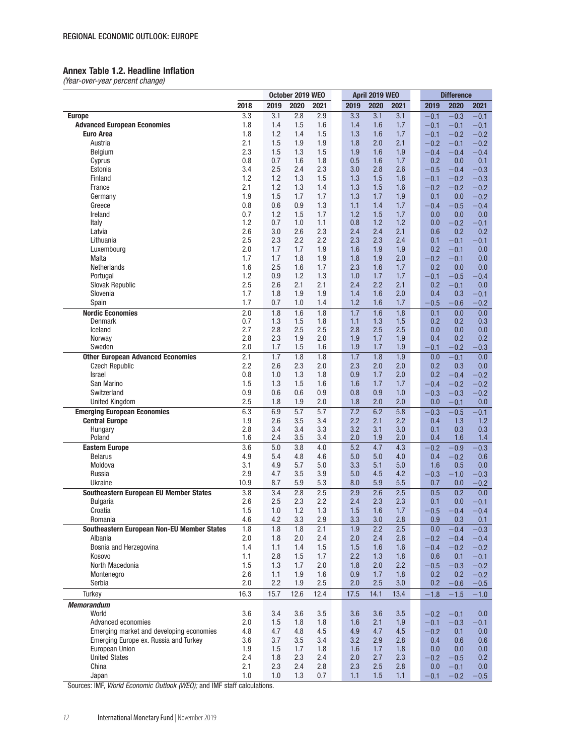## Annex Table 1.2. Headline Inflation

*(Year-over-year percent change)*

| | | October 2019 WEO | | | April 2019 WEO | | | Difference | | |
|---|---|---|---|---|---|---|---|---|---|---|
| | 2018 | 2019 | 2020 | 2021 | 2019 | 2020 | 2021 | 2019 | 2020 | 2021 |
| **Europe** | 3.3 | 3.1 | 2.8 | 2.9 | 3.3 | 3.1 | 3.1 | −0.1 | −0.3 | −0.1 |
| **Advanced European Economies** | 1.8 | 1.4 | 1.5 | 1.6 | 1.4 | 1.6 | 1.7 | −0.1 | −0.1 | −0.1 |
| **Euro Area** | 1.8 | 1.2 | 1.4 | 1.5 | 1.3 | 1.6 | 1.7 | −0.1 | −0.2 | −0.2 |
| Austria | 2.1 | 1.5 | 1.9 | 1.9 | 1.8 | 2.0 | 2.1 | −0.2 | −0.1 | −0.2 |
| Belgium | 2.3 | 1.5 | 1.3 | 1.5 | 1.9 | 1.6 | 1.9 | −0.4 | −0.4 | −0.4 |
| Cyprus | 0.8 | 0.7 | 1.6 | 1.8 | 0.5 | 1.6 | 1.7 | 0.2 | 0.0 | 0.1 |
| Estonia | 3.4 | 2.5 | 2.4 | 2.3 | 3.0 | 2.8 | 2.6 | −0.5 | −0.4 | −0.3 |
| Finland | 1.2 | 1.2 | 1.3 | 1.5 | 1.3 | 1.5 | 1.8 | −0.1 | −0.2 | −0.3 |
| France | 2.1 | 1.2 | 1.3 | 1.4 | 1.3 | 1.5 | 1.6 | −0.2 | −0.2 | −0.2 |
| Germany | 1.9 | 1.5 | 1.7 | 1.7 | 1.3 | 1.7 | 1.9 | 0.1 | 0.0 | −0.2 |
| Greece | 0.8 | 0.6 | 0.9 | 1.3 | 1.1 | 1.4 | 1.7 | −0.4 | −0.5 | −0.4 |
| Ireland | 0.7 | 1.2 | 1.5 | 1.7 | 1.2 | 1.5 | 1.7 | 0.0 | 0.0 | 0.0 |
| Italy | 1.2 | 0.7 | 1.0 | 1.1 | 0.8 | 1.2 | 1.2 | 0.0 | −0.2 | −0.1 |
| Latvia | 2.6 | 3.0 | 2.6 | 2.3 | 2.4 | 2.4 | 2.1 | 0.6 | 0.2 | 0.2 |
| Lithuania | 2.5 | 2.3 | 2.2 | 2.2 | 2.3 | 2.3 | 2.4 | 0.1 | −0.1 | −0.1 |
| Luxembourg | 2.0 | 1.7 | 1.7 | 1.9 | 1.6 | 1.9 | 1.9 | 0.2 | −0.1 | 0.0 |
| Malta | 1.7 | 1.7 | 1.8 | 1.9 | 1.8 | 1.9 | 2.0 | −0.2 | −0.1 | 0.0 |
| Netherlands | 1.6 | 2.5 | 1.6 | 1.7 | 2.3 | 1.6 | 1.7 | 0.2 | 0.0 | 0.0 |
| Portugal | 1.2 | 0.9 | 1.2 | 1.3 | 1.0 | 1.7 | 1.7 | −0.1 | −0.5 | −0.4 |
| Slovak Republic | 2.5 | 2.6 | 2.1 | 2.1 | 2.4 | 2.2 | 2.1 | 0.2 | −0.1 | 0.0 |
| Slovenia | 1.7 | 1.8 | 1.9 | 1.9 | 1.4 | 1.6 | 2.0 | 0.4 | 0.3 | −0.1 |
| Spain | 1.7 | 0.7 | 1.0 | 1.4 | 1.2 | 1.6 | 1.7 | −0.5 | −0.6 | −0.2 |
| **Nordic Economies** | 2.0 | 1.8 | 1.6 | 1.8 | 1.7 | 1.6 | 1.8 | 0.1 | 0.0 | 0.0 |
| Denmark | 0.7 | 1.3 | 1.5 | 1.8 | 1.1 | 1.3 | 1.5 | 0.2 | 0.2 | 0.3 |
| Iceland | 2.7 | 2.8 | 2.5 | 2.5 | 2.8 | 2.5 | 2.5 | 0.0 | 0.0 | 0.0 |
| Norway | 2.8 | 2.3 | 1.9 | 2.0 | 1.9 | 1.7 | 1.9 | 0.4 | 0.2 | 0.2 |
| Sweden | 2.0 | 1.7 | 1.5 | 1.6 | 1.9 | 1.7 | 1.9 | −0.1 | −0.2 | −0.3 |
| **Other European Advanced Economies** | 2.1 | 1.7 | 1.8 | 1.8 | 1.7 | 1.8 | 1.9 | 0.0 | −0.1 | 0.0 |
| Czech Republic | 2.2 | 2.6 | 2.3 | 2.0 | 2.3 | 2.0 | 2.0 | 0.2 | 0.3 | 0.0 |
| Israel | 0.8 | 1.0 | 1.3 | 1.8 | 0.9 | 1.7 | 2.0 | 0.2 | −0.4 | −0.2 |
| San Marino | 1.5 | 1.3 | 1.5 | 1.6 | 1.6 | 1.7 | 1.7 | −0.4 | −0.2 | −0.2 |
| Switzerland | 0.9 | 0.6 | 0.6 | 0.9 | 0.8 | 0.9 | 1.0 | −0.3 | −0.3 | −0.2 |
| United Kingdom | 2.5 | 1.8 | 1.9 | 2.0 | 1.8 | 2.0 | 2.0 | 0.0 | −0.1 | 0.0 |
| **Emerging European Economies** | 6.3 | 6.9 | 5.7 | 5.7 | 7.2 | 6.2 | 5.8 | −0.3 | −0.5 | −0.1 |
| **Central Europe** | 1.9 | 2.6 | 3.5 | 3.4 | 2.2 | 2.1 | 2.2 | 0.4 | 1.3 | 1.2 |
| Hungary | 2.8 | 3.4 | 3.4 | 3.3 | 3.2 | 3.1 | 3.0 | 0.1 | 0.3 | 0.3 |
| Poland | 1.6 | 2.4 | 3.5 | 3.4 | 2.0 | 1.9 | 2.0 | 0.4 | 1.6 | 1.4 |
| **Eastern Europe** | 3.6 | 5.0 | 3.8 | 4.0 | 5.2 | 4.7 | 4.3 | −0.2 | −0.9 | −0.3 |
| Belarus | 4.9 | 5.4 | 4.8 | 4.6 | 5.0 | 5.0 | 4.0 | 0.4 | −0.2 | 0.6 |
| Moldova | 3.1 | 4.9 | 5.7 | 5.0 | 3.3 | 5.1 | 5.0 | 1.6 | 0.5 | 0.0 |
| Russia | 2.9 | 4.7 | 3.5 | 3.9 | 5.0 | 4.5 | 4.2 | −0.3 | −1.0 | −0.3 |
| Ukraine | 10.9 | 8.7 | 5.9 | 5.3 | 8.0 | 5.9 | 5.5 | 0.7 | 0.0 | −0.2 |
| **Southeastern European EU Member States** | 3.8 | 3.4 | 2.8 | 2.5 | 2.9 | 2.6 | 2.5 | 0.5 | 0.2 | 0.0 |
| Bulgaria | 2.6 | 2.5 | 2.3 | 2.2 | 2.4 | 2.3 | 2.3 | 0.1 | 0.0 | −0.1 |
| Croatia | 1.5 | 1.0 | 1.2 | 1.3 | 1.5 | 1.6 | 1.7 | −0.5 | −0.4 | −0.4 |
| Romania | 4.6 | 4.2 | 3.3 | 2.9 | 3.3 | 3.0 | 2.8 | 0.9 | 0.3 | 0.1 |
| **Southeastern European Non-EU Member States** | 1.8 | 1.8 | 1.8 | 2.1 | 1.9 | 2.2 | 2.5 | 0.0 | −0.4 | −0.3 |
| Albania | 2.0 | 1.8 | 2.0 | 2.4 | 2.0 | 2.4 | 2.8 | −0.2 | −0.4 | −0.4 |
| Bosnia and Herzegovina | 1.4 | 1.1 | 1.4 | 1.5 | 1.5 | 1.6 | 1.6 | −0.4 | −0.2 | −0.2 |
| Kosovo | 1.1 | 2.8 | 1.5 | 1.7 | 2.2 | 1.3 | 1.8 | 0.6 | 0.1 | −0.1 |
| North Macedonia | 1.5 | 1.3 | 1.7 | 2.0 | 1.8 | 2.0 | 2.2 | −0.5 | −0.3 | −0.2 |
| Montenegro | 2.6 | 1.1 | 1.9 | 1.6 | 0.9 | 1.7 | 1.8 | 0.2 | 0.2 | −0.2 |
| Serbia | 2.0 | 2.2 | 1.9 | 2.5 | 2.0 | 2.5 | 3.0 | 0.2 | −0.6 | −0.5 |
| Turkey | 16.3 | 15.7 | 12.6 | 12.4 | 17.5 | 14.1 | 13.4 | −1.8 | −1.5 | −1.0 |
| ***Memorandum*** | | | | | | | | | | |
| World | 3.6 | 3.4 | 3.6 | 3.5 | 3.6 | 3.6 | 3.5 | −0.2 | −0.1 | 0.0 |
| Advanced economies | 2.0 | 1.5 | 1.8 | 1.8 | 1.6 | 2.1 | 1.9 | −0.1 | −0.3 | −0.1 |
| Emerging market and developing economies | 4.8 | 4.7 | 4.8 | 4.5 | 4.9 | 4.7 | 4.5 | −0.2 | 0.1 | 0.0 |
| Emerging Europe ex. Russia and Turkey | 3.6 | 3.7 | 3.5 | 3.4 | 3.2 | 2.9 | 2.8 | 0.4 | 0.6 | 0.6 |
| European Union | 1.9 | 1.5 | 1.7 | 1.8 | 1.6 | 1.7 | 1.8 | 0.0 | 0.0 | 0.0 |
| United States | 2.4 | 1.8 | 2.3 | 2.4 | 2.0 | 2.7 | 2.3 | −0.2 | −0.5 | 0.2 |
| China | 2.1 | 2.3 | 2.4 | 2.8 | 2.3 | 2.5 | 2.8 | 0.0 | −0.1 | 0.0 |
| Japan | 1.0 | 1.0 | 1.3 | 0.7 | 1.1 | 1.5 | 1.1 | −0.1 | −0.2 | −0.5 |

Sources: IMF, *World Economic Outlook (WEO);* and IMF staff calculations.